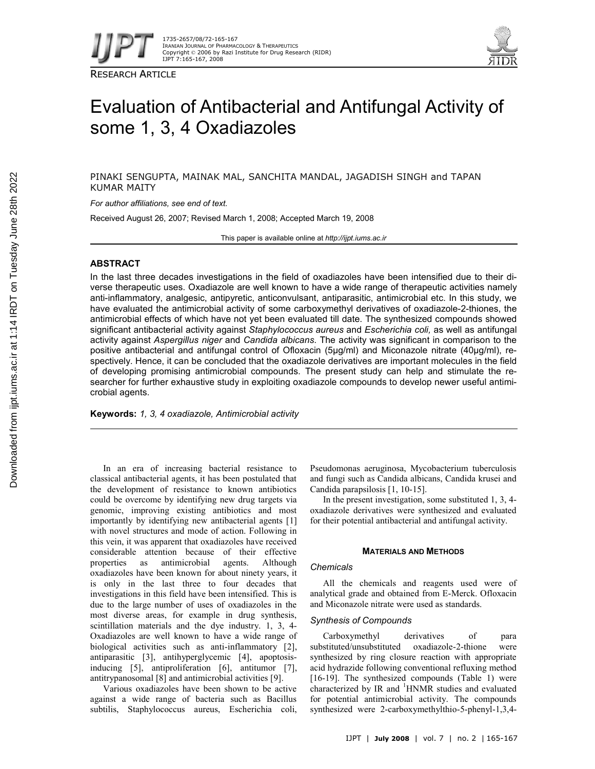RESEARCH ARTICLE

# Evaluation of Antibacterial and Antifungal Activity of some 1, 3, 4 Oxadiazoles

PINAKI SENGUPTA, MAINAK MAL, SANCHITA MANDAL, JAGADISH SINGH and TAPAN KUMAR MAITY

*For author affiliations, see end of text.*

Received August 26, 2007; Revised March 1, 2008; Accepted March 19, 2008

This paper is available online at *http://ijpt.iums.ac.ir*

## ABSTRACT

In the last three decades investigations in the field of oxadiazoles have been intensified due to their diverse therapeutic uses. Oxadiazole are well known to have a wide range of therapeutic activities namely anti-inflammatory, analgesic, antipyretic, anticonvulsant, antiparasitic, antimicrobial etc. In this study, we have evaluated the antimicrobial activity of some carboxymethyl derivatives of oxadiazole-2-thiones, the antimicrobial effects of which have not yet been evaluated till date. The synthesized compounds showed significant antibacterial activity against *Staphylococcus aureus* and *Escherichia coli,* as well as antifungal activity against *Aspergillus niger* and *Candida albicans*. The activity was significant in comparison to the positive antibacterial and antifungal control of Ofloxacin (5µg/ml) and Miconazole nitrate (40µg/ml), respectively. Hence, it can be concluded that the oxadiazole derivatives are important molecules in the field of developing promising antimicrobial compounds. The present study can help and stimulate the researcher for further exhaustive study in exploiting oxadiazole compounds to develop newer useful antimicrobial agents.

**Keywords:** *1, 3, 4 oxadiazole, Antimicrobial activity*

In an era of increasing bacterial resistance to classical antibacterial agents, it has been postulated that the development of resistance to known antibiotics could be overcome by identifying new drug targets via genomic, improving existing antibiotics and most importantly by identifying new antibacterial agents [1] with novel structures and mode of action. Following in this vein, it was apparent that oxadiazoles have received considerable attention because of their effective properties as antimicrobial agents. Although oxadiazoles have been known for about ninety years, it is only in the last three to four decades that investigations in this field have been intensified. This is due to the large number of uses of oxadiazoles in the most diverse areas, for example in drug synthesis, scintillation materials and the dye industry. 1, 3, 4-Oxadiazoles are well known to have a wide range of biological activities such as anti-inflammatory [2], antiparasitic [3], antihyperglycemic [4], apoptosis-inducing [5], antiproliferation [6], antitumor [7], antitrypanosomal [8] and antimicrobial activities [9].

Various oxadiazoles have been shown to be active against a wide range of bacteria such as Bacillus subtilis, Staphylococcus aureus, Escherichia coli, Pseudomonas aeruginosa, Mycobacterium tuberculosis and fungi such as Candida albicans, Candida krusei and Candida parapsilosis [1, 10-15].

In the present investigation, some substituted 1, 3, 4-oxadiazole derivatives were synthesized and evaluated for their potential antibacterial and antifungal activity.

## MATERIALS AND METHODS

### Chemicals

All the chemicals and reagents used were of analytical grade and obtained from E-Merck. Ofloxacin and Miconazole nitrate were used as standards.

### Synthesis of Compounds

Carboxymethyl derivatives of para substituted/unsubstituted oxadiazole-2-thione were synthesized by ring closure reaction with appropriate acid hydrazide following conventional refluxing method [16-19]. The synthesized compounds (Table 1) were characterized by IR and $^1$HNMR studies and evaluated for potential antimicrobial activity. The compounds synthesized were 2-carboxymethylthio-5-phenyl-1,3,4-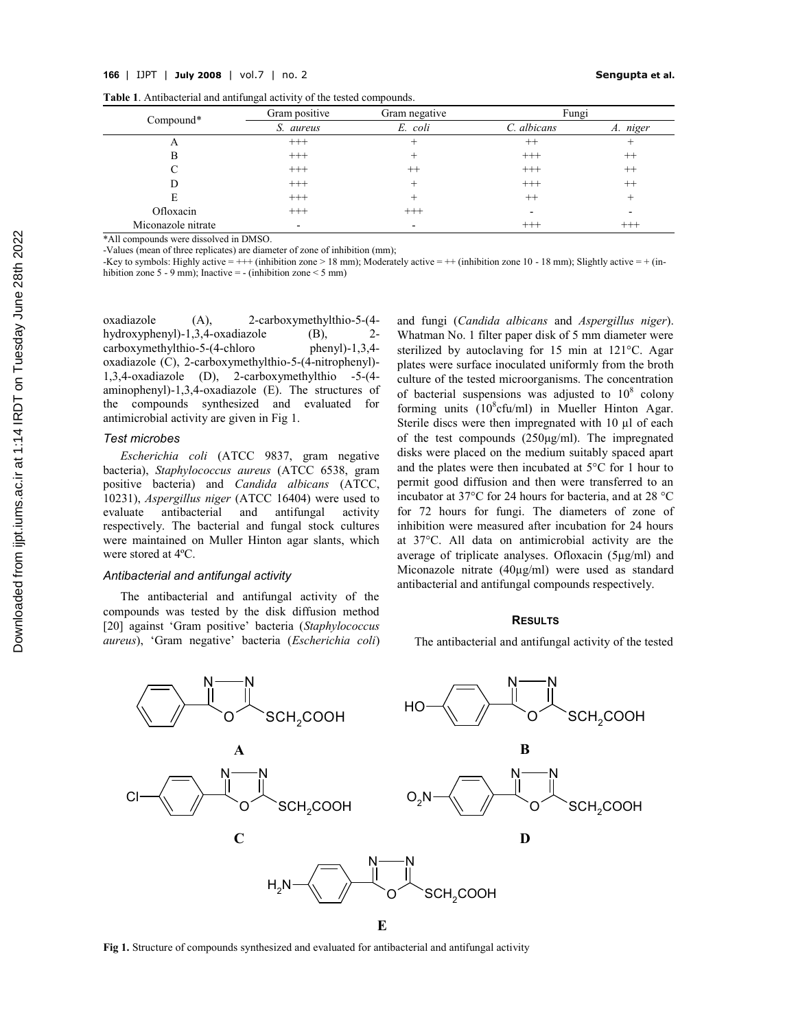**Table 1**. Antibacterial and antifungal activity of the tested compounds.

| Compound* | Gram positive | Gram negative | Fungi | |
|---|---|---|---|---|
| | *S. aureus* | *E. coli* | *C. albicans* | *A. niger* |
| A | +++ | + | ++ | + |
| B | +++ | + | +++ | ++ |
| C | +++ | ++ | +++ | ++ |
| D | +++ | + | +++ | ++ |
| E | +++ | + | ++ | + |
| Ofloxacin | +++ | +++ | - | - |
| Miconazole nitrate | - | - | +++ | +++ |

*All compounds were dissolved in DMSO.
-Values (mean of three replicates) are diameter of zone of inhibition (mm);
-Key to symbols: Highly active = +++ (inhibition zone > 18 mm); Moderately active = ++ (inhibition zone 10 - 18 mm); Slightly active = + (inhibition zone 5 - 9 mm); Inactive = - (inhibition zone < 5 mm)

oxadiazole (A), 2-carboxymethylthio-5-(4-hydroxyphenyl)-1,3,4-oxadiazole (B), 2-carboxymethylthio-5-(4-chloro phenyl)-1,3,4-oxadiazole (C), 2-carboxymethylthio-5-(4-nitrophenyl)-1,3,4-oxadiazole (D), 2-carboxymethylthio -5-(4-aminophenyl)-1,3,4-oxadiazole (E). The structures of the compounds synthesized and evaluated for antimicrobial activity are given in Fig 1.

### *Test microbes*

*Escherichia coli* (ATCC 9837, gram negative bacteria), *Staphylococcus aureus* (ATCC 6538, gram positive bacteria) and *Candida albicans* (ATCC, 10231), *Aspergillus niger* (ATCC 16404) were used to evaluate antibacterial and antifungal activity respectively. The bacterial and fungal stock cultures were maintained on Muller Hinton agar slants, which were stored at 4ºC.

### *Antibacterial and antifungal activity*

The antibacterial and antifungal activity of the compounds was tested by the disk diffusion method [20] against 'Gram positive' bacteria (*Staphylococcus aureus*), 'Gram negative' bacteria (*Escherichia coli*) and fungi (*Candida albicans* and *Aspergillus niger*). Whatman No. 1 filter paper disk of 5 mm diameter were sterilized by autoclaving for 15 min at 121°C. Agar plates were surface inoculated uniformly from the broth culture of the tested microorganisms. The concentration of bacterial suspensions was adjusted to $10^8$ colony forming units ($10^8$cfu/ml) in Mueller Hinton Agar. Sterile discs were then impregnated with 10 µl of each of the test compounds (250µg/ml). The impregnated disks were placed on the medium suitably spaced apart and the plates were then incubated at 5°C for 1 hour to permit good diffusion and then were transferred to an incubator at 37°C for 24 hours for bacteria, and at 28 °C for 72 hours for fungi. The diameters of zone of inhibition were measured after incubation for 24 hours at 37°C. All data on antimicrobial activity are the average of triplicate analyses. Ofloxacin (5µg/ml) and Miconazole nitrate (40µg/ml) were used as standard antibacterial and antifungal compounds respectively.

## RESULTS

The antibacterial and antifungal activity of the tested

**Fig 1.** Structure of compounds synthesized and evaluated for antibacterial and antifungal activity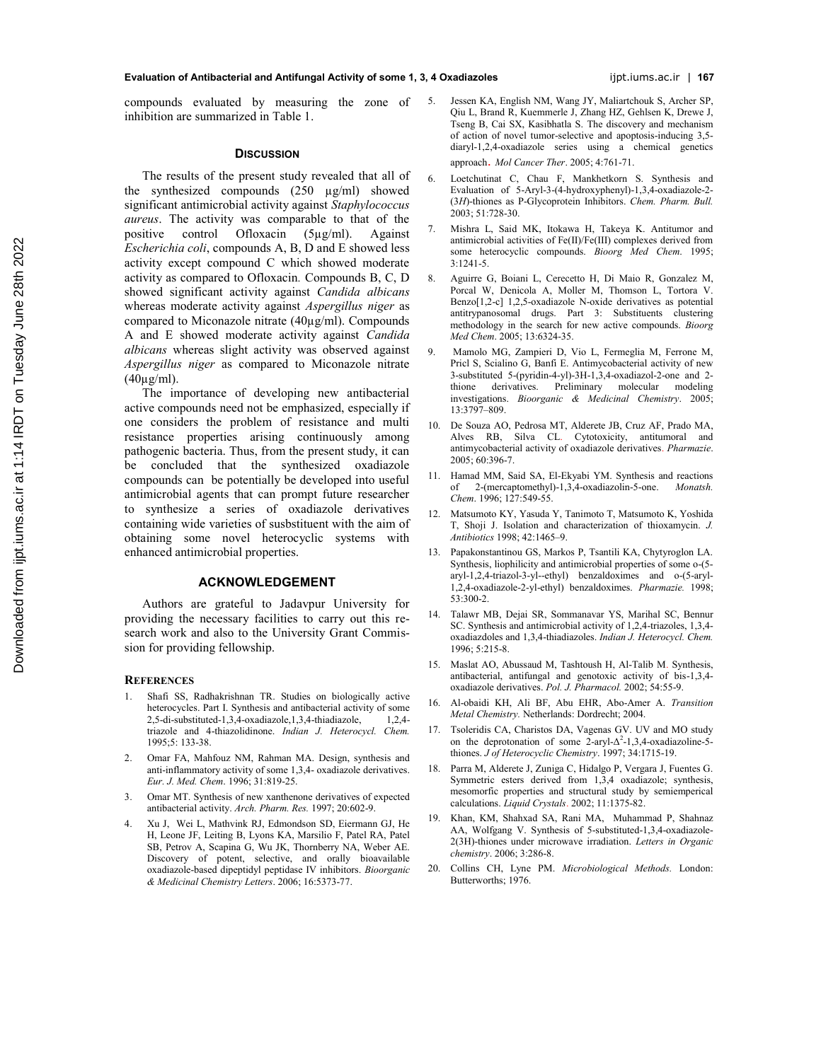compounds evaluated by measuring the zone of inhibition are summarized in Table 1.

## DISCUSSION

The results of the present study revealed that all of the synthesized compounds (250 µg/ml) showed significant antimicrobial activity against *Staphylococcus aureus*. The activity was comparable to that of the positive control Ofloxacin (5µg/ml). Against *Escherichia coli*, compounds A, B, D and E showed less activity except compound C which showed moderate activity as compared to Ofloxacin. Compounds B, C, D showed significant activity against *Candida albicans* whereas moderate activity against *Aspergillus niger* as compared to Miconazole nitrate (40µg/ml). Compounds A and E showed moderate activity against *Candida albicans* whereas slight activity was observed against *Aspergillus niger* as compared to Miconazole nitrate (40µg/ml).

The importance of developing new antibacterial active compounds need not be emphasized, especially if one considers the problem of resistance and multi resistance properties arising continuously among pathogenic bacteria. Thus, from the present study, it can be concluded that the synthesized oxadiazole compounds can be potentially be developed into useful antimicrobial agents that can prompt future researcher to synthesize a series of oxadiazole derivatives containing wide varieties of susbstituent with the aim of obtaining some novel heterocyclic systems with enhanced antimicrobial properties.

## ACKNOWLEDGEMENT

Authors are grateful to Jadavpur University for providing the necessary facilities to carry out this research work and also to the University Grant Commission for providing fellowship.

## REFERENCES

1. Shafi SS, Radhakrishnan TR. Studies on biologically active heterocycles. Part I. Synthesis and antibacterial activity of some 2,5-di-substituted-1,3,4-oxadiazole,1,3,4-thiadiazole, 1,2,4-triazole and 4-thiazolidinone. *Indian J. Heterocycl. Chem.* 1995;5: 133-38.
2. Omar FA, Mahfouz NM, Rahman MA. Design, synthesis and anti-inflammatory activity of some 1,3,4- oxadiazole derivatives. *Eur. J. Med. Chem*. 1996; 31:819-25.
3. Omar MT. Synthesis of new xanthenone derivatives of expected antibacterial activity. *Arch. Pharm. Res.* 1997; 20:602-9.
4. Xu J, Wei L, Mathvink RJ, Edmondson SD, Eiermann GJ, He H, Leone JF, Leiting B, Lyons KA, Marsilio F, Patel RA, Patel SB, Petrov A, Scapina G, Wu JK, Thornberry NA, Weber AE. Discovery of potent, selective, and orally bioavailable oxadiazole-based dipeptidyl peptidase IV inhibitors. *Bioorganic & Medicinal Chemistry Letters*. 2006; 16:5373-77.
5. Jessen KA, English NM, Wang JY, Maliartchouk S, Archer SP, Qiu L, Brand R, Kuemmerle J, Zhang HZ, Gehlsen K, Drewe J, Tseng B, Cai SX, Kasibhatla S. The discovery and mechanism of action of novel tumor-selective and apoptosis-inducing 3,5-diaryl-1,2,4-oxadiazole series using a chemical genetics approach. *Mol Cancer Ther*. 2005; 4:761-71.
6. Loetchutinat C, Chau F, Mankhetkorn S. Synthesis and Evaluation of 5-Aryl-3-(4-hydroxyphenyl)-1,3,4-oxadiazole-2-(3*H*)-thiones as P-Glycoprotein Inhibitors. *Chem. Pharm. Bull.* 2003; 51:728-30.
7. Mishra L, Said MK, Itokawa H, Takeya K. Antitumor and antimicrobial activities of Fe(II)/Fe(III) complexes derived from some heterocyclic compounds. *Bioorg Med Chem*. 1995; 3:1241-5.
8. Aguirre G, Boiani L, Cerecetto H, Di Maio R, Gonzalez M, Porcal W, Denicola A, Moller M, Thomson L, Tortora V. Benzo[1,2-c] 1,2,5-oxadiazole N-oxide derivatives as potential antitrypanosomal drugs. Part 3: Substituents clustering methodology in the search for new active compounds. *Bioorg Med Chem*. 2005; 13:6324-35.
9. Mamolo MG, Zampieri D, Vio L, Fermeglia M, Ferrone M, Pricl S, Scialino G, Banfi E. Antimycobacterial activity of new 3-substituted 5-(pyridin-4-yl)-3H-1,3,4-oxadiazol-2-one and 2-thione derivatives. Preliminary molecular modeling investigations. *Bioorganic & Medicinal Chemistry*. 2005; 13:3797–809.
10. De Souza AO, Pedrosa MT, Alderete JB, Cruz AF, Prado MA, Alves RB, Silva CL. Cytotoxicity, antitumoral and antimycobacterial activity of oxadiazole derivatives. *Pharmazie*. 2005; 60:396-7.
11. Hamad MM, Said SA, El-Ekyabi YM. Synthesis and reactions of 2-(mercaptomethyl)-1,3,4-oxadiazolin-5-one. *Monatsh. Chem*. 1996; 127:549-55.
12. Matsumoto KY, Yasuda Y, Tanimoto T, Matsumoto K, Yoshida T, Shoji J. Isolation and characterization of thioxamycin. *J. Antibiotics* 1998; 42:1465–9.
13. Papakonstantinou GS, Markos P, Tsantili KA, Chytyroglon LA. Synthesis, liophilicity and antimicrobial properties of some o-(5-aryl-1,2,4-triazol-3-yl--ethyl) benzaldoximes and o-(5-aryl-1,2,4-oxadiazole-2-yl-ethyl) benzaldoximes. *Pharmazie.* 1998; 53:300-2.
14. Talawr MB, Dejai SR, Sommanavar YS, Marihal SC, Bennur SC. Synthesis and antimicrobial activity of 1,2,4-triazoles, 1,3,4-oxadiazdoles and 1,3,4-thiadiazoles. *Indian J. Heterocycl. Chem.* 1996; 5:215-8.
15. Maslat AO, Abussaud M, Tashtoush H, Al-Talib M. Synthesis, antibacterial, antifungal and genotoxic activity of bis-1,3,4-oxadiazole derivatives. *Pol. J. Pharmacol.* 2002; 54:55-9.
16. Al-obaidi KH, Ali BF, Abu EHR, Abo-Amer A. *Transition Metal Chemistry.* Netherlands: Dordrecht; 2004.
17. Tsoleridis CA, Charistos DA, Vagenas GV. UV and MO study on the deprotonation of some 2-aryl-$\Delta^2$-1,3,4-oxadiazoline-5-thiones. *J of Heterocyclic Chemistry*. 1997; 34:1715-19.
18. Parra M, Alderete J, Zuniga C, Hidalgo P, Vergara J, Fuentes G. Symmetric esters derived from 1,3,4 oxadiazole; synthesis, mesomorfic properties and structural study by semiemperical calculations. *Liquid Crystals*. 2002; 11:1375-82.
19. Khan, KM, Shahxad SA, Rani MA, Muhammad P, Shahnaz AA, Wolfgang V. Synthesis of 5-substituted-1,3,4-oxadiazole-2(3H)-thiones under microwave irradiation. *Letters in Organic chemistry*. 2006; 3:286-8.
20. Collins CH, Lyne PM. *Microbiological Methods.* London: Butterworths; 1976.